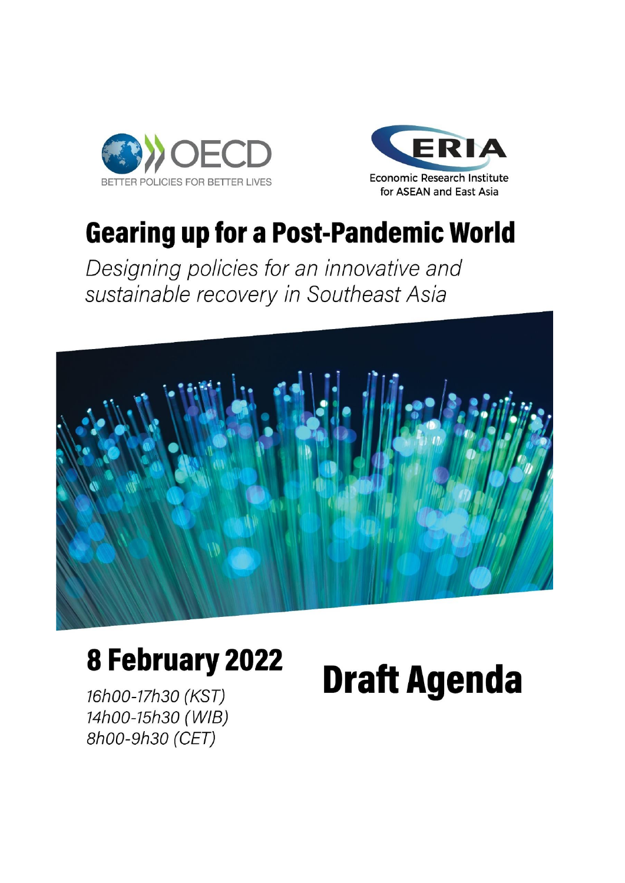OECD
BETTER POLICIES FOR BETTER LIVES

ERIA
Economic Research Institute for ASEAN and East Asia

# Gearing up for a Post-Pandemic World

*Designing policies for an innovative and sustainable recovery in Southeast Asia*

## 8 February 2022

*16h00-17h30 (KST)*
*14h00-15h30 (WIB)*
*8h00-9h30 (CET)*

# Draft Agenda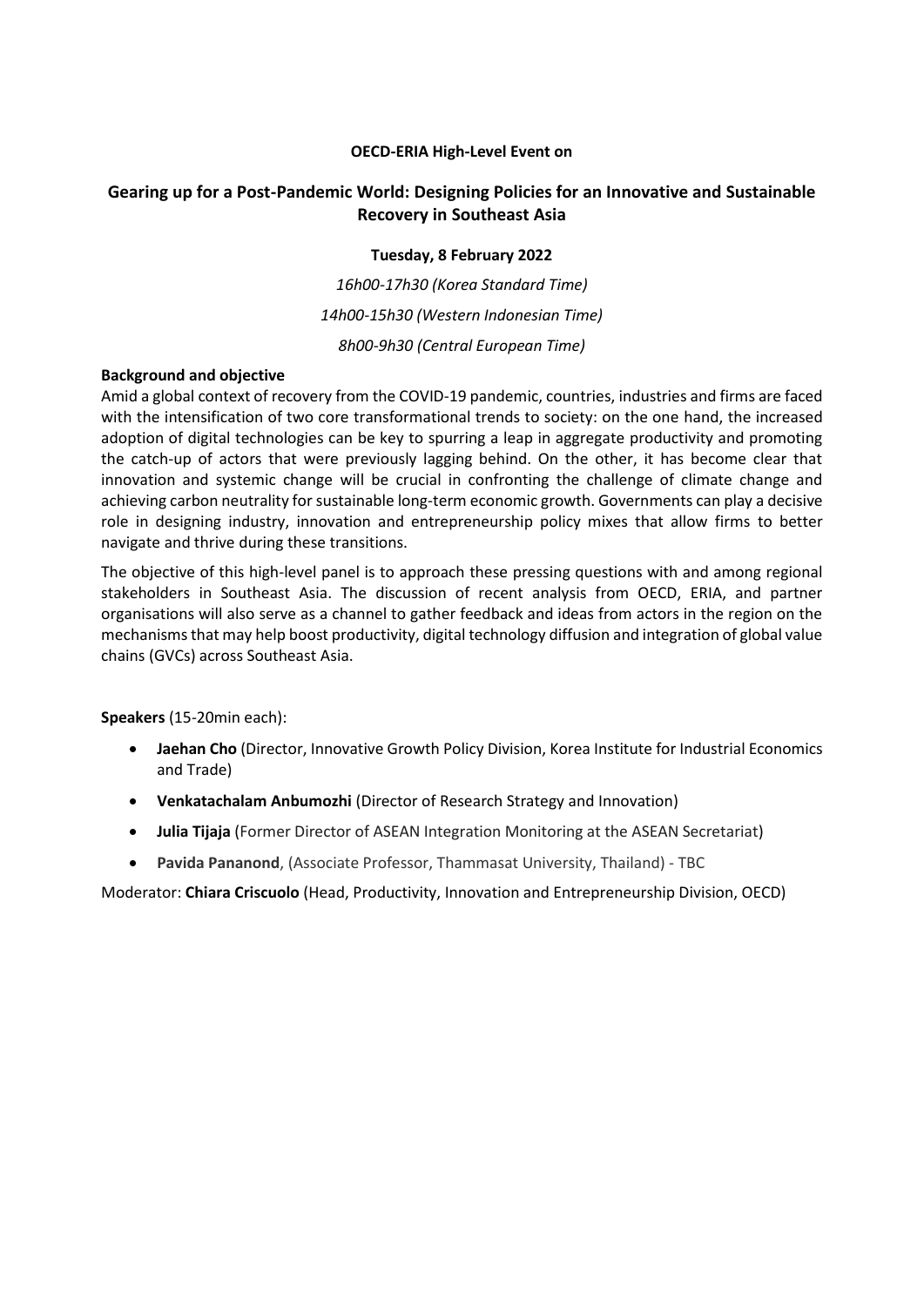**OECD-ERIA High-Level Event on**

## Gearing up for a Post-Pandemic World: Designing Policies for an Innovative and Sustainable Recovery in Southeast Asia

**Tuesday, 8 February 2022**

*16h00-17h30 (Korea Standard Time)*

*14h00-15h30 (Western Indonesian Time)*

*8h00-9h30 (Central European Time)*

**Background and objective**

Amid a global context of recovery from the COVID-19 pandemic, countries, industries and firms are faced with the intensification of two core transformational trends to society: on the one hand, the increased adoption of digital technologies can be key to spurring a leap in aggregate productivity and promoting the catch-up of actors that were previously lagging behind. On the other, it has become clear that innovation and systemic change will be crucial in confronting the challenge of climate change and achieving carbon neutrality for sustainable long-term economic growth. Governments can play a decisive role in designing industry, innovation and entrepreneurship policy mixes that allow firms to better navigate and thrive during these transitions.

The objective of this high-level panel is to approach these pressing questions with and among regional stakeholders in Southeast Asia. The discussion of recent analysis from OECD, ERIA, and partner organisations will also serve as a channel to gather feedback and ideas from actors in the region on the mechanisms that may help boost productivity, digital technology diffusion and integration of global value chains (GVCs) across Southeast Asia.

**Speakers** (15-20min each):

- **Jaehan Cho** (Director, Innovative Growth Policy Division, Korea Institute for Industrial Economics and Trade)
- **Venkatachalam Anbumozhi** (Director of Research Strategy and Innovation)
- **Julia Tijaja** (Former Director of ASEAN Integration Monitoring at the ASEAN Secretariat)
- **Pavida Pananond**, (Associate Professor, Thammasat University, Thailand) - TBC

Moderator: **Chiara Criscuolo** (Head, Productivity, Innovation and Entrepreneurship Division, OECD)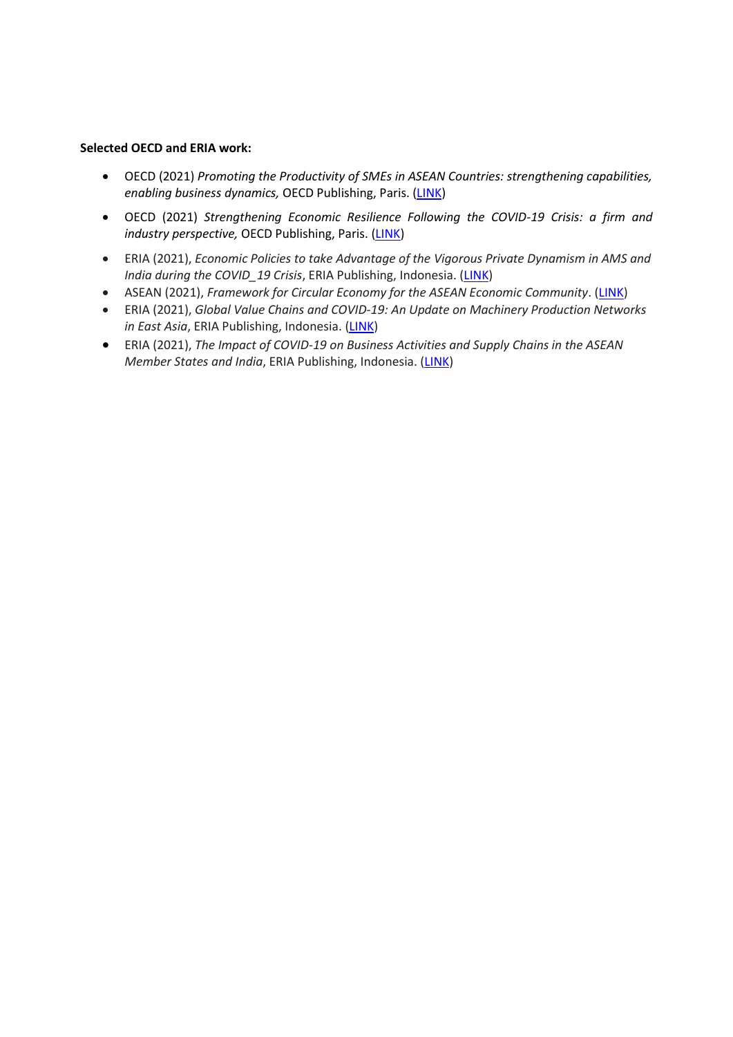**Selected OECD and ERIA work:**

- OECD (2021) *Promoting the Productivity of SMEs in ASEAN Countries: strengthening capabilities, enabling business dynamics,* OECD Publishing, Paris. (LINK)
- OECD (2021) *Strengthening Economic Resilience Following the COVID-19 Crisis: a firm and industry perspective,* OECD Publishing, Paris. (LINK)
- ERIA (2021), *Economic Policies to take Advantage of the Vigorous Private Dynamism in AMS and India during the COVID_19 Crisis*, ERIA Publishing, Indonesia. (LINK)
- ASEAN (2021), *Framework for Circular Economy for the ASEAN Economic Community*. (LINK)
- ERIA (2021), *Global Value Chains and COVID-19: An Update on Machinery Production Networks in East Asia*, ERIA Publishing, Indonesia. (LINK)
- ERIA (2021), *The Impact of COVID-19 on Business Activities and Supply Chains in the ASEAN Member States and India*, ERIA Publishing, Indonesia. (LINK)